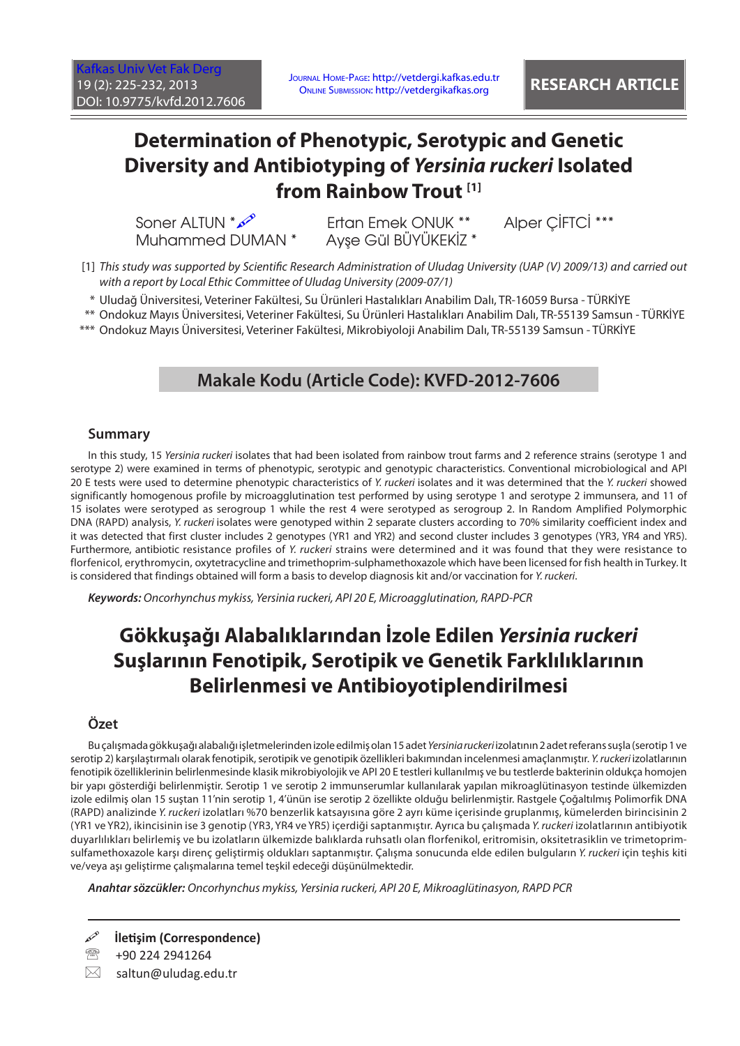RESEARCH ARTICLE

# Determination of Phenotypic, Serotypic and Genetic Diversity and Antibiotyping of *Yersinia ruckeri* Isolated from Rainbow Trout [1]

Soner ALTUN * Muhammed DUMAN * Ertan Emek ONUK ** Ayşe Gül BÜYÜKEKİZ * Alper ÇİFTCİ ***

[1] *This study was supported by Scientific Research Administration of Uludag University (UAP (V) 2009/13) and carried out with a report by Local Ethic Committee of Uludag University (2009-07/1)*

\* Uludağ Üniversitesi, Veteriner Fakültesi, Su Ürünleri Hastalıkları Anabilim Dalı, TR-16059 Bursa - TÜRKİYE

\*\* Ondokuz Mayıs Üniversitesi, Veteriner Fakültesi, Su Ürünleri Hastalıkları Anabilim Dalı, TR-55139 Samsun - TÜRKİYE

\*\*\* Ondokuz Mayıs Üniversitesi, Veteriner Fakültesi, Mikrobiyoloji Anabilim Dalı, TR-55139 Samsun - TÜRKİYE

**Makale Kodu (Article Code): KVFD-2012-7606**

## Summary

In this study, 15 *Yersinia ruckeri* isolates that had been isolated from rainbow trout farms and 2 reference strains (serotype 1 and serotype 2) were examined in terms of phenotypic, serotypic and genotypic characteristics. Conventional microbiological and API 20 E tests were used to determine phenotypic characteristics of *Y. ruckeri* isolates and it was determined that the *Y. ruckeri* showed significantly homogenous profile by microagglutination test performed by using serotype 1 and serotype 2 immunsera, and 11 of 15 isolates were serotyped as serogroup 1 while the rest 4 were serotyped as serogroup 2. In Random Amplified Polymorphic DNA (RAPD) analysis, *Y. ruckeri* isolates were genotyped within 2 separate clusters according to 70% similarity coefficient index and it was detected that first cluster includes 2 genotypes (YR1 and YR2) and second cluster includes 3 genotypes (YR3, YR4 and YR5). Furthermore, antibiotic resistance profiles of *Y. ruckeri* strains were determined and it was found that they were resistance to florfenicol, erythromycin, oxytetracycline and trimethoprim-sulphamethoxazole which have been licensed for fish health in Turkey. It is considered that findings obtained will form a basis to develop diagnosis kit and/or vaccination for *Y. ruckeri*.

***Keywords:*** *Oncorhynchus mykiss, Yersinia ruckeri, API 20 E, Microagglutination, RAPD-PCR*

# Gökkuşağı Alabalıklarından İzole Edilen *Yersinia ruckeri* Suşlarının Fenotipik, Serotipik ve Genetik Farklılıklarının Belirlenmesi ve Antibioyotiplendirilmesi

## Özet

Bu çalışmada gökkuşağı alabalığı işletmelerinden izole edilmiş olan 15 adet *Yersinia ruckeri* izolatının 2 adet referans suşla (serotip 1 ve serotip 2) karşılaştırmalı olarak fenotipik, serotipik ve genotipik özellikleri bakımından incelenmesi amaçlanmıştır. *Y. ruckeri* izolatlarının fenotipik özelliklerinin belirlenmesinde klasik mikrobiyolojik ve API 20 E testleri kullanılmış ve bu testlerde bakterinin oldukça homojen bir yapı gösterdiği belirlenmiştir. Serotip 1 ve serotip 2 immunserumlar kullanılarak yapılan mikroaglütinasyon testinde ülkemizden izole edilmiş olan 15 suştan 11'nin serotip 1, 4'ünün ise serotip 2 özellikte olduğu belirlenmiştir. Rastgele Çoğaltılmış Polimorfik DNA (RAPD) analizinde *Y. ruckeri* izolatları %70 benzerlik katsayısına göre 2 ayrı küme içerisinde gruplanmış, kümelerden birincisinin 2 (YR1 ve YR2), ikincisinin ise 3 genotip (YR3, YR4 ve YR5) içerdiği saptanmıştır. Ayrıca bu çalışmada *Y. ruckeri* izolatlarının antibiyotik duyarlılıkları belirlemiş ve bu izolatların ülkemizde balıklarda ruhsatlı olan florfenikol, eritromisin, oksitetrasiklin ve trimetoprim-sulfamethoxazole karşı direnç geliştirmiş oldukları saptanmıştır. Çalışma sonucunda elde edilen bulguların *Y. ruckeri* için teşhis kiti ve/veya aşı geliştirme çalışmalarına temel teşkil edeceği düşünülmektedir.

***Anahtar sözcükler:*** *Oncorhynchus mykiss, Yersinia ruckeri, API 20 E, Mikroaglütinasyon, RAPD PCR*

**İletişim (Correspondence)**

+90 224 2941264

saltun@uludag.edu.tr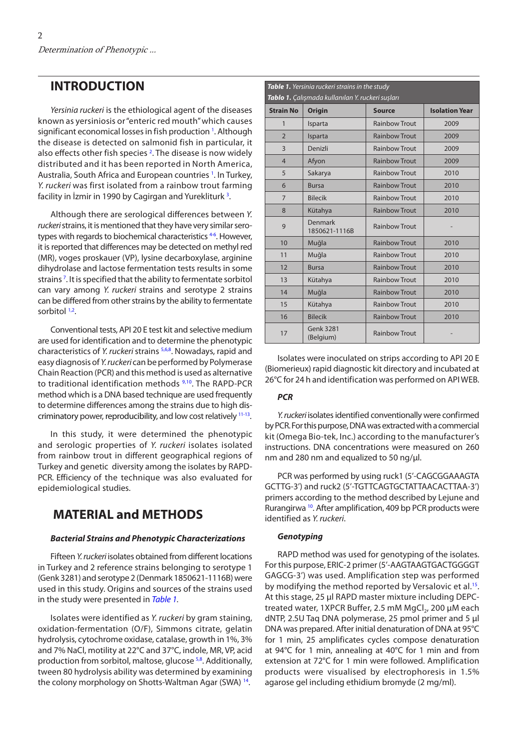## INTRODUCTION

*Yersinia ruckeri* is the ethiological agent of the diseases known as yersiniosis or "enteric red mouth" which causes significant economical losses in fish production [1]. Although the disease is detected on salmonid fish in particular, it also effects other fish species [2]. The disease is now widely distributed and it has been reported in North America, Australia, South Africa and European countries [1]. In Turkey, *Y. ruckeri* was first isolated from a rainbow trout farming facility in İzmir in 1990 by Cagirgan and Yurekliturk [3].

Although there are serological differences between *Y. ruckeri* strains, it is mentioned that they have very similar serotypes with regards to biochemical characteristics [4-6]. However, it is reported that differences may be detected on methyl red (MR), voges proskauer (VP), lysine decarboxylase, arginine dihydrolase and lactose fermentation tests results in some strains [7]. It is specified that the ability to fermentate sorbitol can vary among *Y. ruckeri* strains and serotype 2 strains can be differed from other strains by the ability to fermentate sorbitol [1,2].

Conventional tests, API 20 E test kit and selective medium are used for identification and to determine the phenotypic characteristics of *Y. ruckeri* strains [5,6,8]. Nowadays, rapid and easy diagnosis of *Y. ruckeri* can be performed by Polymerase Chain Reaction (PCR) and this method is used as alternative to traditional identification methods [9,10]. The RAPD-PCR method which is a DNA based technique are used frequently to determine differences among the strains due to high discriminatory power, reproducibility, and low cost relatively [11-13].

In this study, it were determined the phenotypic and serologic properties of *Y. ruckeri* isolates isolated from rainbow trout in different geographical regions of Turkey and genetic diversity among the isolates by RAPD-PCR. Efficiency of the technique was also evaluated for epidemiological studies.

## MATERIAL and METHODS

### *Bacterial Strains and Phenotypic Characterizations*

Fifteen *Y. ruckeri* isolates obtained from different locations in Turkey and 2 reference strains belonging to serotype 1 (Genk 3281) and serotype 2 (Denmark 1850621-1116B) were used in this study. Origins and sources of the strains used in the study were presented in *Table 1*.

Isolates were identified as *Y. ruckeri* by gram staining, oxidation-fermentation (O/F), Simmons citrate, gelatin hydrolysis, cytochrome oxidase, catalase, growth in 1%, 3% and 7% NaCl, motility at 22°C and 37°C, indole, MR, VP, acid production from sorbitol, maltose, glucose [5,8]. Additionally, tween 80 hydrolysis ability was determined by examining the colony morphology on Shotts-Waltman Agar (SWA) [14].

***Table 1.*** *Yersinia ruckeri strains in the study*
***Tablo 1.*** *Çalışmada kullanılan Y. ruckeri suşları*

| Strain No | Origin | Source | Isolation Year |
|---|---|---|---|
| 1 | Isparta | Rainbow Trout | 2009 |
| 2 | Isparta | Rainbow Trout | 2009 |
| 3 | Denizli | Rainbow Trout | 2009 |
| 4 | Afyon | Rainbow Trout | 2009 |
| 5 | Sakarya | Rainbow Trout | 2010 |
| 6 | Bursa | Rainbow Trout | 2010 |
| 7 | Bilecik | Rainbow Trout | 2010 |
| 8 | Kütahya | Rainbow Trout | 2010 |
| 9 | Denmark 1850621-1116B | Rainbow Trout | - |
| 10 | Muğla | Rainbow Trout | 2010 |
| 11 | Muğla | Rainbow Trout | 2010 |
| 12 | Bursa | Rainbow Trout | 2010 |
| 13 | Kütahya | Rainbow Trout | 2010 |
| 14 | Muğla | Rainbow Trout | 2010 |
| 15 | Kütahya | Rainbow Trout | 2010 |
| 16 | Bilecik | Rainbow Trout | 2010 |
| 17 | Genk 3281 (Belgium) | Rainbow Trout | - |

Isolates were inoculated on strips according to API 20 E (Biomerieux) rapid diagnostic kit directory and incubated at 26°C for 24 h and identification was performed on API WEB.

### *PCR*

*Y. ruckeri* isolates identified conventionally were confirmed by PCR. For this purpose, DNA was extracted with a commercial kit (Omega Bio-tek, Inc.) according to the manufacturer's instructions. DNA concentrations were measured on 260 nm and 280 nm and equalized to 50 ng/µl.

PCR was performed by using ruck1 (5'-CAGCGGAAAGTA GCTTG-3') and ruck2 (5'-TGTTCAGTGCTATTAACACTTAA-3') primers according to the method described by Lejune and Rurangirwa [10]. After amplification, 409 bp PCR products were identified as *Y. ruckeri*.

### *Genotyping*

RAPD method was used for genotyping of the isolates. For this purpose, ERIC-2 primer (5'-AAGTAAGTGACTGGGGT GAGCG-3') was used. Amplification step was performed by modifying the method reported by Versalovic et al.[15]. At this stage, 25 µl RAPD master mixture including DEPC-treated water, 1XPCR Buffer, 2.5 mM $MgCl_2$, 200 µM each dNTP, 2.5U Taq DNA polymerase, 25 pmol primer and 5 µl DNA was prepared. After initial denaturation of DNA at 95°C for 1 min, 25 amplificates cycles compose denaturation at 94°C for 1 min, annealing at 40°C for 1 min and from extension at 72°C for 1 min were followed. Amplification products were visualised by electrophoresis in 1.5% agarose gel including ethidium bromyde (2 mg/ml).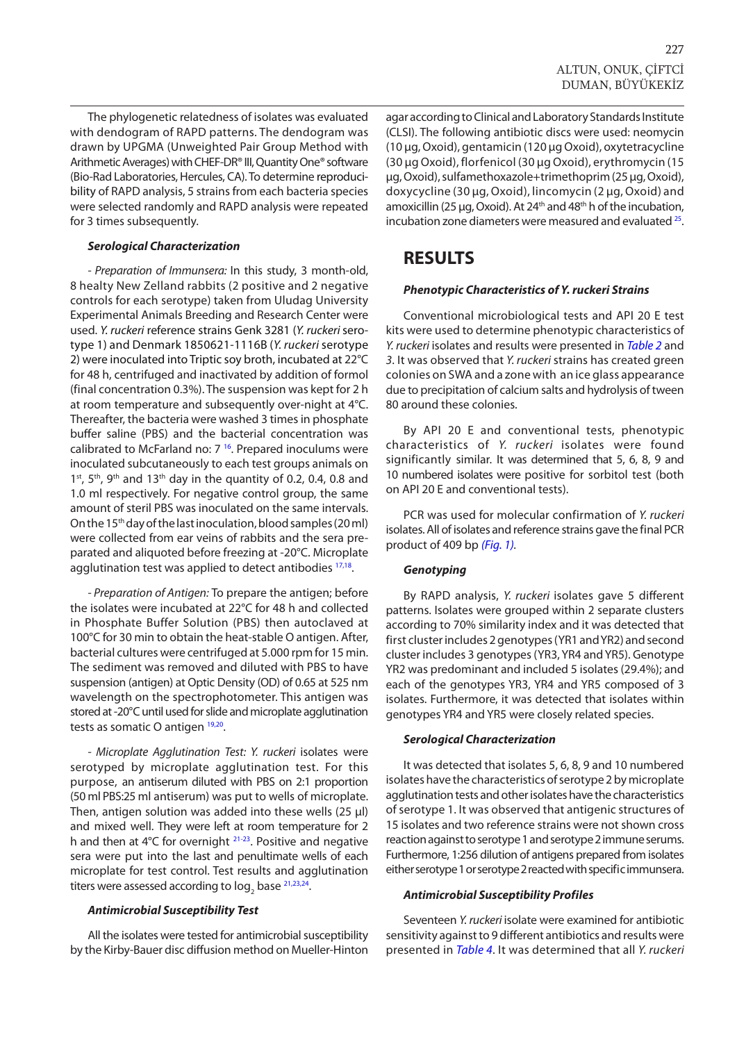The phylogenetic relatedness of isolates was evaluated with dendogram of RAPD patterns. The dendogram was drawn by UPGMA (Unweighted Pair Group Method with Arithmetic Averages) with CHEF-DR® III, Quantity One® software (Bio-Rad Laboratories, Hercules, CA). To determine reproducibility of RAPD analysis, 5 strains from each bacteria species were selected randomly and RAPD analysis were repeated for 3 times subsequently.

#### Serological Characterization

- *Preparation of Immunsera:* In this study, 3 month-old, 8 healty New Zelland rabbits (2 positive and 2 negative controls for each serotype) taken from Uludag University Experimental Animals Breeding and Research Center were used. *Y. ruckeri* reference strains Genk 3281 (*Y. ruckeri* serotype 1) and Denmark 1850621-1116B (*Y. ruckeri* serotype 2) were inoculated into Triptic soy broth, incubated at 22°C for 48 h, centrifuged and inactivated by addition of formol (final concentration 0.3%). The suspension was kept for 2 h at room temperature and subsequently over-night at 4°C. Thereafter, the bacteria were washed 3 times in phosphate buffer saline (PBS) and the bacterial concentration was calibrated to McFarland no: 7 [16]. Prepared inoculums were inoculated subcutaneously to each test groups animals on 1st, 5th, 9th and 13th day in the quantity of 0.2, 0.4, 0.8 and 1.0 ml respectively. For negative control group, the same amount of steril PBS was inoculated on the same intervals. On the 15th day of the last inoculation, blood samples (20 ml) were collected from ear veins of rabbits and the sera prepared and aliquoted before freezing at -20°C. Microplate agglutination test was applied to detect antibodies [17,18].

- *Preparation of Antigen:* To prepare the antigen; before the isolates were incubated at 22°C for 48 h and collected in Phosphate Buffer Solution (PBS) then autoclaved at 100°C for 30 min to obtain the heat-stable O antigen. After, bacterial cultures were centrifuged at 5.000 rpm for 15 min. The sediment was removed and diluted with PBS to have suspension (antigen) at Optic Density (OD) of 0.65 at 525 nm wavelength on the spectrophotometer. This antigen was stored at -20°C until used for slide and microplate agglutination tests as somatic O antigen [19,20].

- *Microplate Agglutination Test: Y. ruckeri* isolates were serotyped by microplate agglutination test. For this purpose, an antiserum diluted with PBS on 2:1 proportion (50 ml PBS:25 ml antiserum) was put to wells of microplate. Then, antigen solution was added into these wells (25 µl) and mixed well. They were left at room temperature for 2 h and then at 4°C for overnight [21-23]. Positive and negative sera were put into the last and penultimate wells of each microplate for test control. Test results and agglutination titers were assessed according to $\log_2$ base [21,23,24].

#### Antimicrobial Susceptibility Test

All the isolates were tested for antimicrobial susceptibility by the Kirby-Bauer disc diffusion method on Mueller-Hinton agar according to Clinical and Laboratory Standards Institute (CLSI). The following antibiotic discs were used: neomycin (10 µg, Oxoid), gentamicin (120 µg Oxoid), oxytetracycline (30 µg Oxoid), florfenicol (30 µg Oxoid), erythromycin (15 µg, Oxoid), sulfamethoxazole+trimethoprim (25 µg, Oxoid), doxycycline (30 µg, Oxoid), lincomycin (2 µg, Oxoid) and amoxicillin (25 µg, Oxoid). At 24th and 48th h of the incubation, incubation zone diameters were measured and evaluated [25].

## RESULTS

#### Phenotypic Characteristics of Y. ruckeri Strains

Conventional microbiological tests and API 20 E test kits were used to determine phenotypic characteristics of *Y. ruckeri* isolates and results were presented in *Table 2* and *3*. It was observed that *Y. ruckeri* strains has created green colonies on SWA and a zone with an ice glass appearance due to precipitation of calcium salts and hydrolysis of tween 80 around these colonies.

By API 20 E and conventional tests, phenotypic characteristics of *Y. ruckeri* isolates were found significantly similar. It was determined that 5, 6, 8, 9 and 10 numbered isolates were positive for sorbitol test (both on API 20 E and conventional tests).

PCR was used for molecular confirmation of *Y. ruckeri* isolates. All of isolates and reference strains gave the final PCR product of 409 bp *(Fig. 1)*.

#### Genotyping

By RAPD analysis, *Y. ruckeri* isolates gave 5 different patterns. Isolates were grouped within 2 separate clusters according to 70% similarity index and it was detected that first cluster includes 2 genotypes (YR1 and YR2) and second cluster includes 3 genotypes (YR3, YR4 and YR5). Genotype YR2 was predominant and included 5 isolates (29.4%); and each of the genotypes YR3, YR4 and YR5 composed of 3 isolates. Furthermore, it was detected that isolates within genotypes YR4 and YR5 were closely related species.

#### Serological Characterization

It was detected that isolates 5, 6, 8, 9 and 10 numbered isolates have the characteristics of serotype 2 by microplate agglutination tests and other isolates have the characteristics of serotype 1. It was observed that antigenic structures of 15 isolates and two reference strains were not shown cross reaction against to serotype 1 and serotype 2 immune serums. Furthermore, 1:256 dilution of antigens prepared from isolates either serotype 1 or serotype 2 reacted with specific immunsera.

#### Antimicrobial Susceptibility Profiles

Seventeen *Y. ruckeri* isolate were examined for antibiotic sensitivity against to 9 different antibiotics and results were presented in *Table 4*. It was determined that all *Y. ruckeri*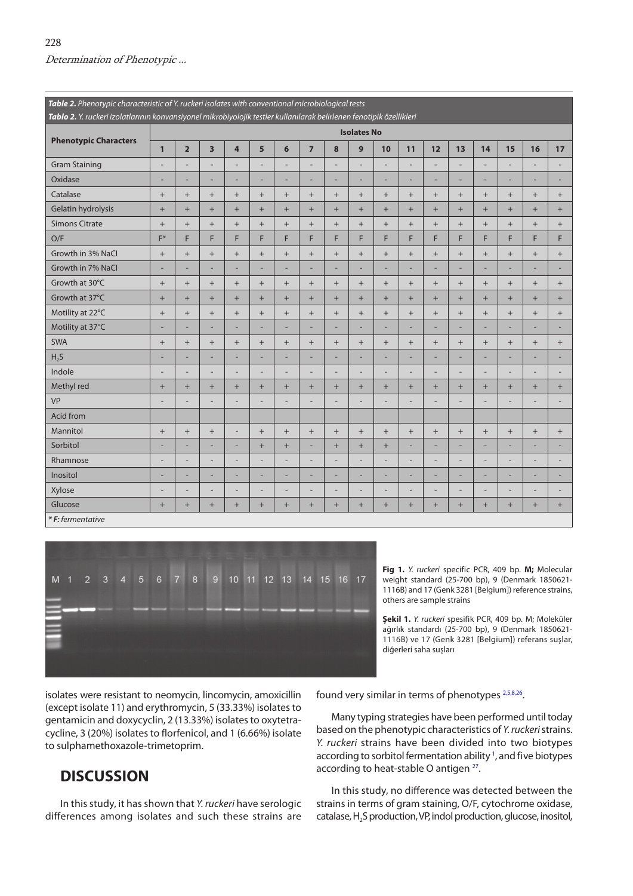**Table 2.** *Phenotypic characteristic of Y. ruckeri isolates with conventional microbiological tests*
**Tablo 2.** *Y. ruckeri izolatlarının konvansiyonel mikrobiyolojik testler kullanılarak belirlenen fenotipik özellikleri*

| Phenotypic Characters | Isolates No | | | | | | | | | | | | | | | | |
|---|---|---|---|---|---|---|---|---|---|---|---|---|---|---|---|---|---|
| | 1 | 2 | 3 | 4 | 5 | 6 | 7 | 8 | 9 | 10 | 11 | 12 | 13 | 14 | 15 | 16 | 17 |
| Gram Staining | - | - | - | - | - | - | - | - | - | - | - | - | - | - | - | - | - |
| Oxidase | - | - | - | - | - | - | - | - | - | - | - | - | - | - | - | - | - |
| Catalase | + | + | + | + | + | + | + | + | + | + | + | + | + | + | + | + | + |
| Gelatin hydrolysis | + | + | + | + | + | + | + | + | + | + | + | + | + | + | + | + | + |
| Simons Citrate | + | + | + | + | + | + | + | + | + | + | + | + | + | + | + | + | + |
| O/F | F* | F | F | F | F | F | F | F | F | F | F | F | F | F | F | F | F |
| Growth in 3% NaCl | + | + | + | + | + | + | + | + | + | + | + | + | + | + | + | + | + |
| Growth in 7% NaCl | - | - | - | - | - | - | - | - | - | - | - | - | - | - | - | - | - |
| Growth at 30°C | + | + | + | + | + | + | + | + | + | + | + | + | + | + | + | + | + |
| Growth at 37°C | + | + | + | + | + | + | + | + | + | + | + | + | + | + | + | + | + |
| Motility at 22°C | + | + | + | + | + | + | + | + | + | + | + | + | + | + | + | + | + |
| Motility at 37°C | - | - | - | - | - | - | - | - | - | - | - | - | - | - | - | - | - |
| SWA | + | + | + | + | + | + | + | + | + | + | + | + | + | + | + | + | + |
| $H_2S$ | - | - | - | - | - | - | - | - | - | - | - | - | - | - | - | - | - |
| Indole | - | - | - | - | - | - | - | - | - | - | - | - | - | - | - | - | - |
| Methyl red | + | + | + | + | + | + | + | + | + | + | + | + | + | + | + | + | + |
| VP | - | - | - | - | - | - | - | - | - | - | - | - | - | - | - | - | - |
| Acid from | | | | | | | | | | | | | | | | | |
| Mannitol | + | + | + | - | + | + | + | + | + | + | + | + | + | + | + | + | + |
| Sorbitol | - | - | - | - | + | + | - | + | + | + | - | - | - | - | - | - | - |
| Rhamnose | - | - | - | - | - | - | - | - | - | - | - | - | - | - | - | - | - |
| Inositol | - | - | - | - | - | - | - | - | - | - | - | - | - | - | - | - | - |
| Xylose | - | - | - | - | - | - | - | - | - | - | - | - | - | - | - | - | - |
| Glucose | + | + | + | + | + | + | + | + | + | + | + | + | + | + | + | + | + |

*** F:** *fermentative*

**Fig 1.** *Y. ruckeri* specific PCR, 409 bp. **M;** Molecular weight standard (25-700 bp), 9 (Denmark 1850621-1116B) and 17 (Genk 3281 [Belgium]) reference strains, others are sample strains

**Şekil 1.** *Y. ruckeri* spesifik PCR, 409 bp. M; Moleküler ağırlık standardı (25-700 bp), 9 (Denmark 1850621-1116B) ve 17 (Genk 3281 [Belgium]) referans suşlar, diğerleri saha suşları

isolates were resistant to neomycin, lincomycin, amoxicillin (except isolate 11) and erythromycin, 5 (33.33%) isolates to gentamicin and doxycyclin, 2 (13.33%) isolates to oxytetracycline, 3 (20%) isolates to florfenicol, and 1 (6.66%) isolate to sulphamethoxazole-trimetoprim.

## DISCUSSION

In this study, it has shown that *Y. ruckeri* have serologic differences among isolates and such these strains are found very similar in terms of phenotypes [2,5,8,26].

Many typing strategies have been performed until today based on the phenotypic characteristics of *Y. ruckeri* strains. *Y. ruckeri* strains have been divided into two biotypes according to sorbitol fermentation ability [1], and five biotypes according to heat-stable O antigen [27].

In this study, no difference was detected between the strains in terms of gram staining, O/F, cytochrome oxidase, catalase, $H_2S$ production, VP, indol production, glucose, inositol,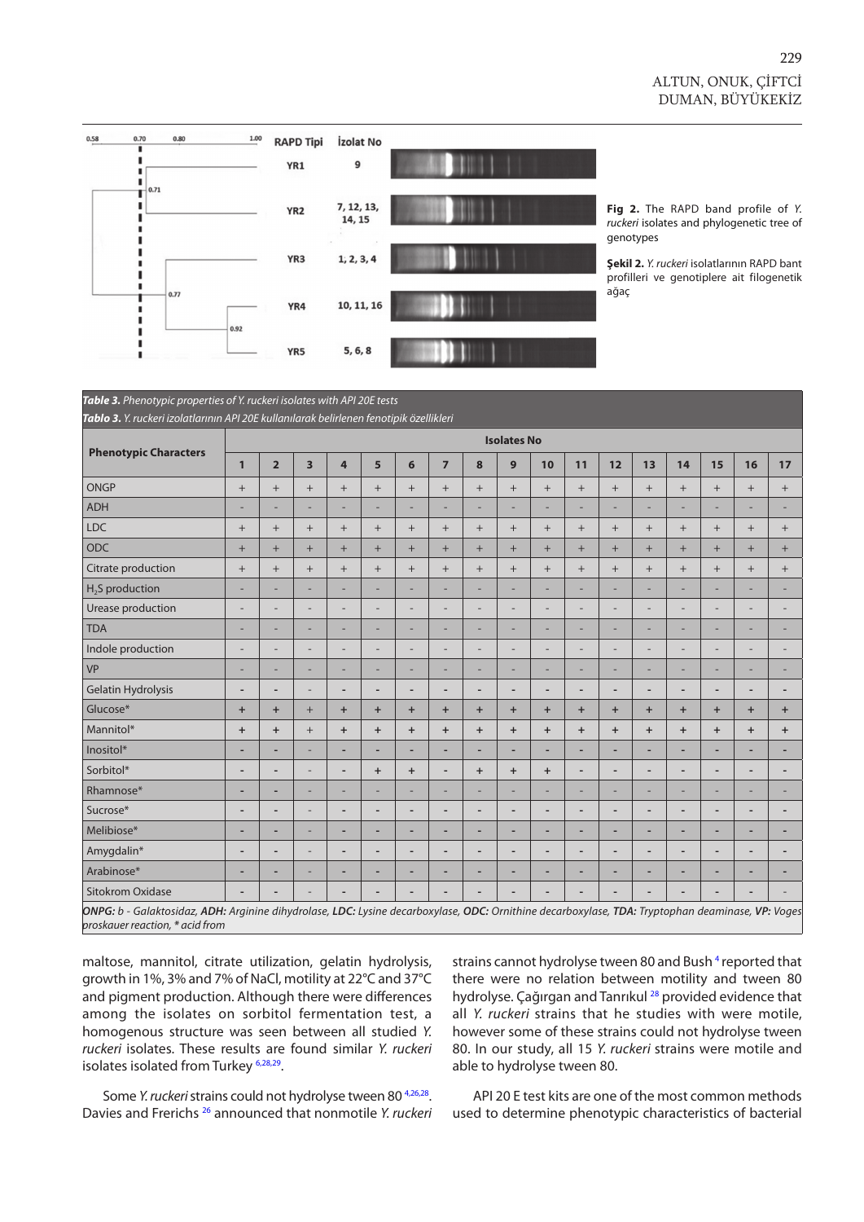**Fig 2.** The RAPD band profile of *Y. ruckeri* isolates and phylogenetic tree of genotypes

**Şekil 2.** *Y. ruckeri* isolatlarının RAPD bant profilleri ve genotiplere ait filogenetik ağaç

***Table 3.** Phenotypic properties of Y. ruckeri isolates with API 20E tests*

***Tablo 3.** Y. ruckeri izolatlarının API 20E kullanılarak belirlenen fenotipik özellikleri*

| Phenotypic Characters | Isolates No | | | | | | | | | | | | | | | | |
|---|---|---|---|---|---|---|---|---|---|---|---|---|---|---|---|---|---|
| | 1 | 2 | 3 | 4 | 5 | 6 | 7 | 8 | 9 | 10 | 11 | 12 | 13 | 14 | 15 | 16 | 17 |
| ONGP | + | + | + | + | + | + | + | + | + | + | + | + | + | + | + | + | + |
| ADH | - | - | - | - | - | - | - | - | - | - | - | - | - | - | - | - | - |
| LDC | + | + | + | + | + | + | + | + | + | + | + | + | + | + | + | + | + |
| ODC | + | + | + | + | + | + | + | + | + | + | + | + | + | + | + | + | + |
| Citrate production | + | + | + | + | + | + | + | + | + | + | + | + | + | + | + | + | + |
| $H_2S$ production | - | - | - | - | - | - | - | - | - | - | - | - | - | - | - | - | - |
| Urease production | - | - | - | - | - | - | - | - | - | - | - | - | - | - | - | - | - |
| TDA | - | - | - | - | - | - | - | - | - | - | - | - | - | - | - | - | - |
| Indole production | - | - | - | - | - | - | - | - | - | - | - | - | - | - | - | - | - |
| VP | - | - | - | - | - | - | - | - | - | - | - | - | - | - | - | - | - |
| Gelatin Hydrolysis | - | - | - | - | - | - | - | - | - | - | - | - | - | - | - | - | - |
| Glucose* | + | + | + | + | + | + | + | + | + | + | + | + | + | + | + | + | + |
| Mannitol* | + | + | + | + | + | + | + | + | + | + | + | + | + | + | + | + | + |
| Inositol* | - | - | - | - | - | - | - | - | - | - | - | - | - | - | - | - | - |
| Sorbitol* | - | - | - | - | + | + | - | + | + | + | - | - | - | - | - | - | - |
| Rhamnose* | - | - | - | - | - | - | - | - | - | - | - | - | - | - | - | - | - |
| Sucrose* | - | - | - | - | - | - | - | - | - | - | - | - | - | - | - | - | - |
| Melibiose* | - | - | - | - | - | - | - | - | - | - | - | - | - | - | - | - | - |
| Amygdalin* | - | - | - | - | - | - | - | - | - | - | - | - | - | - | - | - | - |
| Arabinose* | - | - | - | - | - | - | - | - | - | - | - | - | - | - | - | - | - |
| Sitokrom Oxidase | - | - | - | - | - | - | - | - | - | - | - | - | - | - | - | - | - |

***ONPG:** b - Galaktosidaz, **ADH:** Arginine dihydrolase, **LDC:** Lysine decarboxylase, **ODC:** Ornithine decarboxylase, **TDA:** Tryptophan deaminase, **VP:** Voges proskauer reaction, * acid from*

maltose, mannitol, citrate utilization, gelatin hydrolysis, growth in 1%, 3% and 7% of NaCl, motility at 22°C and 37°C and pigment production. Although there were differences among the isolates on sorbitol fermentation test, a homogenous structure was seen between all studied *Y. ruckeri* isolates. These results are found similar *Y. ruckeri* isolates isolated from Turkey [6,28,29].

Some *Y. ruckeri* strains could not hydrolyse tween 80 [4,26,28]. Davies and Frerichs [26] announced that nonmotile *Y. ruckeri* strains cannot hydrolyse tween 80 and Bush [4] reported that there were no relation between motility and tween 80 hydrolyse. Çağırgan and Tanrıkul [28] provided evidence that all *Y. ruckeri* strains that he studies with were motile, however some of these strains could not hydrolyse tween 80. In our study, all 15 *Y. ruckeri* strains were motile and able to hydrolyse tween 80.

API 20 E test kits are one of the most common methods used to determine phenotypic characteristics of bacterial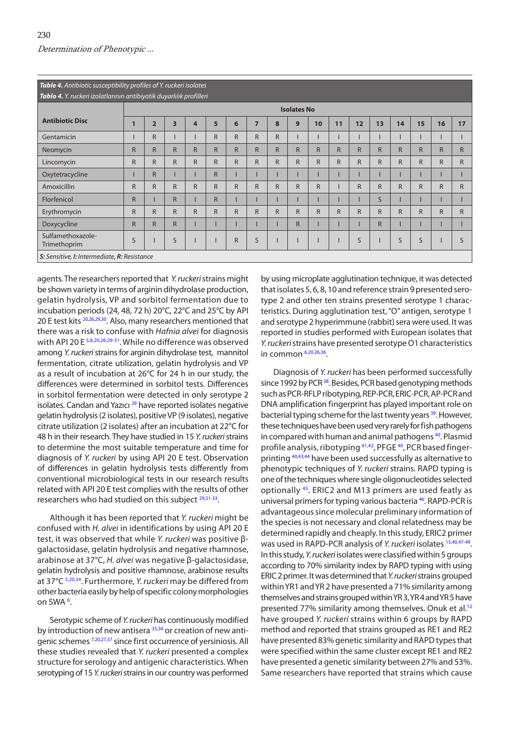**Table 4.** *Antibiotic susceptibility profiles of Y. ruckeri isolates*
**Tablo 4.** *Y. ruckeri izolatlarının antibiyotik duyarlılık profilleri*

| Antibiotic Disc | Isolates No | | | | | | | | | | | | | | | | |
|---|---|---|---|---|---|---|---|---|---|---|---|---|---|---|---|---|---|
| | **1** | **2** | **3** | **4** | **5** | **6** | **7** | **8** | **9** | **10** | **11** | **12** | **13** | **14** | **15** | **16** | **17** |
| Gentamicin | I | R | I | I | R | R | R | R | I | I | I | I | I | I | I | I | I |
| Neomycin | R | R | R | R | R | R | R | R | R | R | R | R | R | R | R | R | R |
| Lincomycin | R | R | R | R | R | R | R | R | R | R | R | R | R | R | R | R | R |
| Oxytetracycline | I | R | I | I | R | I | I | I | I | I | I | I | I | I | I | I | I |
| Amoxicillin | R | R | R | R | R | R | R | R | R | R | I | R | R | R | R | R | R |
| Florfenicol | R | I | R | I | R | I | I | I | I | I | I | I | S | I | I | I | I |
| Erythromycin | R | R | R | R | R | R | R | R | R | R | R | R | R | R | R | R | R |
| Doxycycline | R | R | R | I | I | I | I | I | R | I | I | I | R | I | I | I | I |
| Sulfamethoxazole-Trimethoprim | S | I | S | I | I | R | S | I | I | I | I | S | I | S | S | I | S |

*S: Sensitive, I: Intermediate, R: Resistance*

agents. The researchers reported that *Y. ruckeri* strains might be shown variety in terms of arginin dihydrolase production, gelatin hydrolysis, VP and sorbitol fermentation due to incubation periods (24, 48, 72 h) 20°C, 22°C and 25°C by API 20 E test kits [20,26,29,30]. Also, many researchers mentioned that there was a risk to confuse with *Hafnia alvei* for diagnosis with API 20 E [5,8,20,26,29-31]. While no difference was observed among *Y. ruckeri* strains for arginin dihydrolase test, mannitol fermentation, citrate utilization, gelatin hydrolysis and VP as a result of incubation at 26°C for 24 h in our study, the differences were determined in sorbitol tests. Differences in sorbitol fermentation were detected in only serotype 2 isolates. Candan and Yazıcı [29] have reported isolates negative gelatin hydrolysis (2 isolates), positive VP (9 isolates), negative citrate utilization (2 isolates) after an incubation at 22°C for 48 h in their research. They have studied in 15 *Y. ruckeri* strains to determine the most suitable temperature and time for diagnosis of *Y. ruckeri* by using API 20 E test. Observation of differences in gelatin hydrolysis tests differently from conventional microbiological tests in our research results related with API 20 E test complies with the results of other researchers who had studied on this subject [29,31-33].

Although it has been reported that *Y. ruckeri* might be confused with *H. alvei* in identifications by using API 20 E test, it was observed that while *Y. ruckeri* was positive β-galactosidase, gelatin hydrolysis and negative rhamnose, arabinose at 37°C, *H. alvei* was negative β-galactosidase, gelatin hydrolysis and positive rhamnose, arabinose results at 37°C [5,20,34]. Furthermore, *Y. ruckeri* may be differed from other bacteria easily by help of specific colony morphologies on SWA [6].

Serotypic scheme of *Y. ruckeri* has continuously modified by introduction of new antisera [35,36] or creation of new antigenic schemes [7,20,27,37] since first occurrence of yersiniosis. All these studies revealed that *Y. ruckeri* presented a complex structure for serology and antigenic characteristics. When serotyping of 15 *Y. ruckeri* strains in our country was performed by using microplate agglutination technique, it was detected that isolates 5, 6, 8, 10 and reference strain 9 presented serotype 2 and other ten strains presented serotype 1 characteristics. During agglutination test, "O" antigen, serotype 1 and serotype 2 hyperimmune (rabbit) sera were used. It was reported in studies performed with European isolates that *Y. ruckeri* strains have presented serotype O1 characteristics in common [6,20,26,36].

Diagnosis of *Y. ruckeri* has been performed successfully since 1992 by PCR [38]. Besides, PCR based genotyping methods such as PCR-RFLP ribotyping, REP-PCR, ERIC-PCR, AP-PCR and DNA amplification fingerprint has played important role on bacterial typing scheme for the last twenty years [39]. However, these techniques have been used very rarely for fish pathogens in compared with human and animal pathogens [40]. Plasmid profile analysis, ribotyping [41,42], PFGE [40], PCR based fingerprinting [40,43,44] have been used successfully as alternative to phenotypic techniques of *Y. ruckeri* strains. RAPD typing is one of the techniques where single oligonucleotides selected optionally [45]. ERIC2 and M13 primers are used featly as universal primers for typing various bacteria [46]. RAPD-PCR is advantageous since molecular preliminary information of the species is not necessary and clonal relatedness may be determined rapidly and cheaply. In this study, ERIC2 primer was used in RAPD-PCR analysis of *Y. ruckeri* isolates [15,40,47-49]. In this study, *Y. ruckeri* isolates were classified within 5 groups according to 70% similarity index by RAPD typing with using ERIC 2 primer. It was determined that *Y. ruckeri* strains grouped within YR1 and YR 2 have presented a 71% similarity among themselves and strains grouped within YR 3, YR 4 and YR 5 have presented 77% similarity among themselves. Onuk et al.[12] have grouped *Y. ruckeri* strains within 6 groups by RAPD method and reported that strains grouped as RE1 and RE2 have presented 83% genetic similarity and RAPD types that were specified within the same cluster except RE1 and RE2 have presented a genetic similarity between 27% and 53%. Same researchers have reported that strains which cause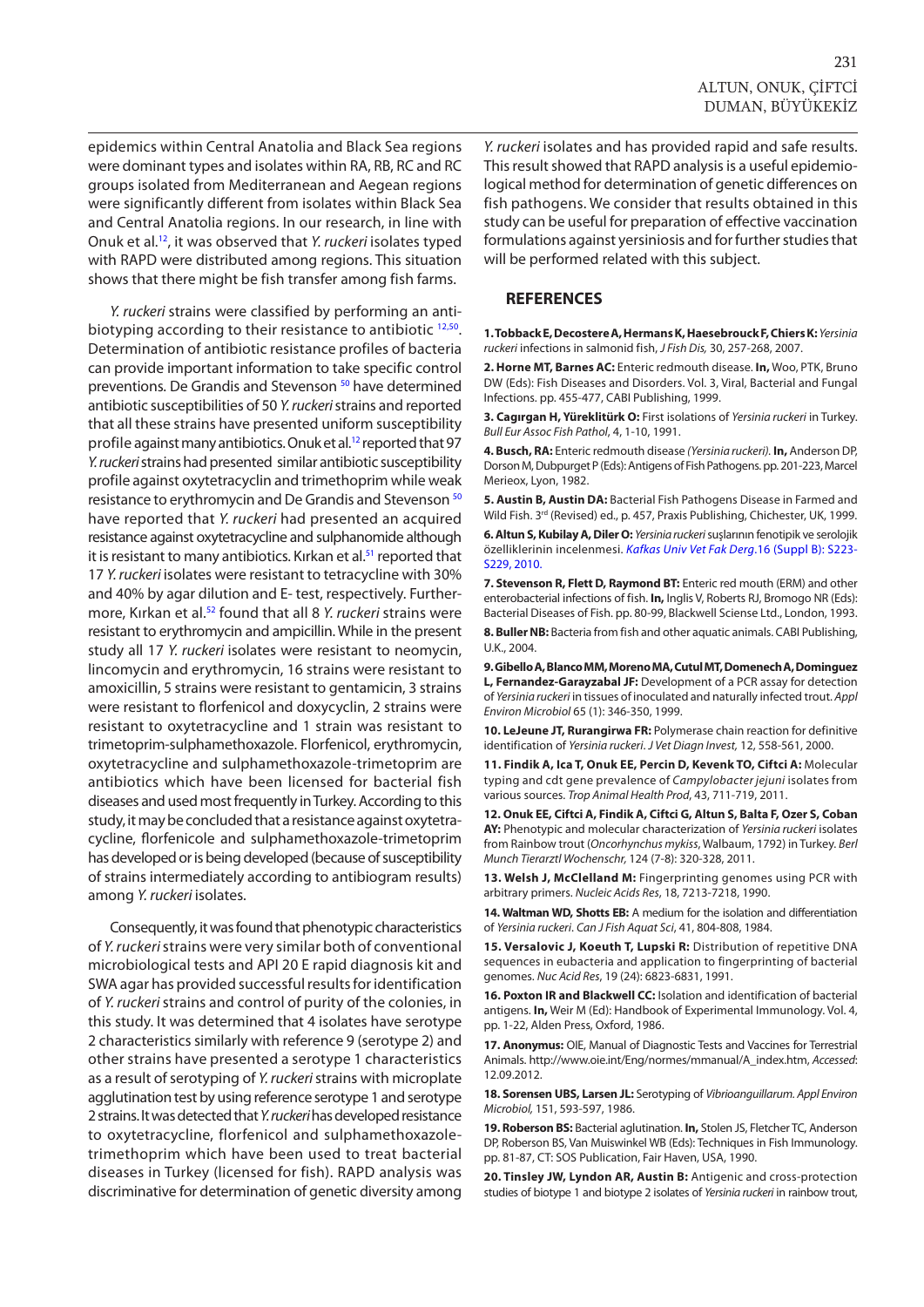epidemics within Central Anatolia and Black Sea regions were dominant types and isolates within RA, RB, RC and RC groups isolated from Mediterranean and Aegean regions were significantly different from isolates within Black Sea and Central Anatolia regions. In our research, in line with Onuk et al.[12], it was observed that *Y. ruckeri* isolates typed with RAPD were distributed among regions. This situation shows that there might be fish transfer among fish farms.

*Y. ruckeri* strains were classified by performing an antibiotyping according to their resistance to antibiotic [12,50]. Determination of antibiotic resistance profiles of bacteria can provide important information to take specific control preventions. De Grandis and Stevenson [50] have determined antibiotic susceptibilities of 50 *Y. ruckeri* strains and reported that all these strains have presented uniform susceptibility profile against many antibiotics. Onuk et al.[12] reported that 97 *Y. ruckeri* strains had presented similar antibiotic susceptibility profile against oxytetracyclin and trimethoprim while weak resistance to erythromycin and De Grandis and Stevenson [50] have reported that *Y. ruckeri* had presented an acquired resistance against oxytetracycline and sulphanomide although it is resistant to many antibiotics. Kırkan et al.[51] reported that 17 *Y. ruckeri* isolates were resistant to tetracycline with 30% and 40% by agar dilution and E- test, respectively. Furthermore, Kırkan et al.[52] found that all 8 *Y. ruckeri* strains were resistant to erythromycin and ampicillin. While in the present study all 17 *Y. ruckeri* isolates were resistant to neomycin, lincomycin and erythromycin, 16 strains were resistant to amoxicillin, 5 strains were resistant to gentamicin, 3 strains were resistant to florfenicol and doxycyclin, 2 strains were resistant to oxytetracycline and 1 strain was resistant to trimetoprim-sulphamethoxazole. Florfenicol, erythromycin, oxytetracycline and sulphamethoxazole-trimetoprim are antibiotics which have been licensed for bacterial fish diseases and used most frequently in Turkey. According to this study, it may be concluded that a resistance against oxytetracycline, florfenicole and sulphamethoxazole-trimetoprim has developed or is being developed (because of susceptibility of strains intermediately according to antibiogram results) among *Y. ruckeri* isolates.

Consequently, it was found that phenotypic characteristics of *Y. ruckeri* strains were very similar both of conventional microbiological tests and API 20 E rapid diagnosis kit and SWA agar has provided successful results for identification of *Y. ruckeri* strains and control of purity of the colonies, in this study. It was determined that 4 isolates have serotype 2 characteristics similarly with reference 9 (serotype 2) and other strains have presented a serotype 1 characteristics as a result of serotyping of *Y. ruckeri* strains with microplate agglutination test by using reference serotype 1 and serotype 2 strains. It was detected that *Y. ruckeri* has developed resistance to oxytetracycline, florfenicol and sulphamethoxazole-trimethoprim which have been used to treat bacterial diseases in Turkey (licensed for fish). RAPD analysis was discriminative for determination of genetic diversity among *Y. ruckeri* isolates and has provided rapid and safe results. This result showed that RAPD analysis is a useful epidemiological method for determination of genetic differences on fish pathogens. We consider that results obtained in this study can be useful for preparation of effective vaccination formulations against yersiniosis and for further studies that will be performed related with this subject.

## REFERENCES

**1. Tobback E, Decostere A, Hermans K, Haesebrouck F, Chiers K:** *Yersinia ruckeri* infections in salmonid fish, *J Fish Dis,* 30, 257-268, 2007.

**2. Horne MT, Barnes AC:** Enteric redmouth disease. **In,** Woo, PTK, Bruno DW (Eds): Fish Diseases and Disorders. Vol. 3, Viral, Bacterial and Fungal Infections. pp. 455-477, CABI Publishing, 1999.

**3. Cagırgan H, Yüreklitürk O:** First isolations of *Yersinia ruckeri* in Turkey. *Bull Eur Assoc Fish Pathol*, 4, 1-10, 1991.

**4. Busch, RA:** Enteric redmouth disease *(Yersinia ruckeri).* **In,** Anderson DP, Dorson M, Dubpurget P (Eds): Antigens of Fish Pathogens. pp. 201-223, Marcel Merieox, Lyon, 1982.

**5. Austin B, Austin DA:** Bacterial Fish Pathogens Disease in Farmed and Wild Fish. 3rd (Revised) ed., p. 457, Praxis Publishing, Chichester, UK, 1999.

**6. Altun S, Kubilay A, Diler O:** *Yersinia ruckeri* suşlarının fenotipik ve serolojik özelliklerinin incelenmesi. *Kafkas Univ Vet Fak Derg*.16 (Suppl B): S223-S229, 2010.

**7. Stevenson R, Flett D, Raymond BT:** Enteric red mouth (ERM) and other enterobacterial infections of fish. **In,** Inglis V, Roberts RJ, Bromogo NR (Eds): Bacterial Diseases of Fish. pp. 80-99, Blackwell Sciense Ltd., London, 1993.

**8. Buller NB:** Bacteria from fish and other aquatic animals. CABI Publishing, U.K., 2004.

**9. Gibello A, Blanco MM, Moreno MA, Cutul MT, Domenech A, Dominguez L, Fernandez-Garayzabal JF:** Development of a PCR assay for detection of *Yersinia ruckeri* in tissues of inoculated and naturally infected trout. *Appl Environ Microbiol* 65 (1): 346-350, 1999.

**10. LeJeune JT, Rurangirwa FR:** Polymerase chain reaction for definitive identification of *Yersinia ruckeri*. *J Vet Diagn Invest,* 12, 558-561, 2000.

**11. Findik A, Ica T, Onuk EE, Percin D, Kevenk TO, Ciftci A:** Molecular typing and cdt gene prevalence of *Campylobacter jejuni* isolates from various sources. *Trop Animal Health Prod*, 43, 711-719, 2011.

**12. Onuk EE, Ciftci A, Findik A, Ciftci G, Altun S, Balta F, Ozer S, Coban AY:** Phenotypic and molecular characterization of *Yersinia ruckeri* isolates from Rainbow trout (*Oncorhynchus mykiss*, Walbaum, 1792) in Turkey. *Berl Munch Tierarztl Wochenschr,* 124 (7-8): 320-328, 2011.

**13. Welsh J, McClelland M:** Fingerprinting genomes using PCR with arbitrary primers. *Nucleic Acids Res*, 18, 7213-7218, 1990.

**14. Waltman WD, Shotts EB:** A medium for the isolation and differentiation of *Yersinia ruckeri*. *Can J Fish Aquat Sci*, 41, 804-808, 1984.

**15. Versalovic J, Koeuth T, Lupski R:** Distribution of repetitive DNA sequences in eubacteria and application to fingerprinting of bacterial genomes. *Nuc Acid Res*, 19 (24): 6823-6831, 1991.

**16. Poxton IR and Blackwell CC:** Isolation and identification of bacterial antigens. **In,** Weir M (Ed): Handbook of Experimental Immunology. Vol. 4, pp. 1-22, Alden Press, Oxford, 1986.

**17. Anonymus:** OIE, Manual of Diagnostic Tests and Vaccines for Terrestrial Animals. http://www.oie.int/Eng/normes/mmanual/A_index.htm, *Accessed*: 12.09.2012.

**18. Sorensen UBS, Larsen JL:** Serotyping of *Vibrioanguillarum. Appl Environ Microbiol,* 151, 593-597, 1986.

**19. Roberson BS:** Bacterial aglutination. **In,** Stolen JS, Fletcher TC, Anderson DP, Roberson BS, Van Muiswinkel WB (Eds): Techniques in Fish Immunology. pp. 81-87, CT: SOS Publication, Fair Haven, USA, 1990.

**20. Tinsley JW, Lyndon AR, Austin B:** Antigenic and cross-protection studies of biotype 1 and biotype 2 isolates of *Yersinia ruckeri* in rainbow trout,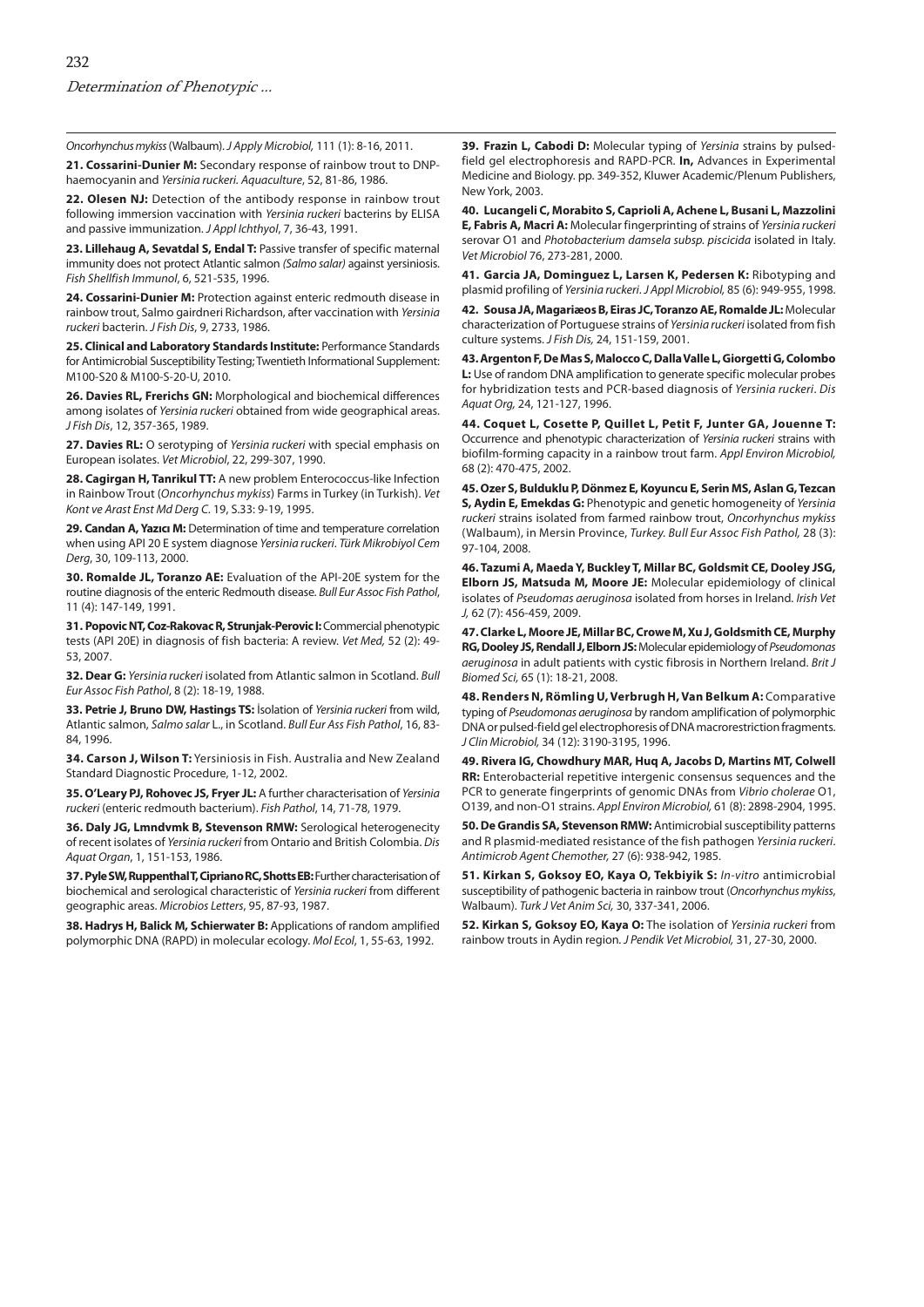*Oncorhynchus mykiss* (Walbaum). *J Apply Microbiol,* 111 (1): 8-16, 2011.

**21. Cossarini-Dunier M:** Secondary response of rainbow trout to DNP-haemocyanin and *Yersinia ruckeri*. *Aquaculture*, 52, 81-86, 1986.

**22. Olesen NJ:** Detection of the antibody response in rainbow trout following immersion vaccination with *Yersinia ruckeri* bacterins by ELISA and passive immunization. *J Appl Ichthyol*, 7, 36-43, 1991.

**23. Lillehaug A, Sevatdal S, Endal T:** Passive transfer of specific maternal immunity does not protect Atlantic salmon *(Salmo salar)* against yersiniosis. *Fish Shellfish Immunol*, 6, 521-535, 1996.

**24. Cossarini-Dunier M:** Protection against enteric redmouth disease in rainbow trout, Salmo gairdneri Richardson, after vaccination with *Yersinia ruckeri* bacterin. *J Fish Dis*, 9, 2733, 1986.

**25. Clinical and Laboratory Standards Institute:** Performance Standards for Antimicrobial Susceptibility Testing; Twentieth Informational Supplement: M100-S20 & M100-S-20-U, 2010.

**26. Davies RL, Frerichs GN:** Morphological and biochemical differences among isolates of *Yersinia ruckeri* obtained from wide geographical areas. *J Fish Dis*, 12, 357-365, 1989.

**27. Davies RL:** O serotyping of *Yersinia ruckeri* with special emphasis on European isolates. *Vet Microbiol*, 22, 299-307, 1990.

**28. Cagirgan H, Tanrikul TT:** A new problem Enterococcus-like Infection in Rainbow Trout (*Oncorhynchus mykiss*) Farms in Turkey (in Turkish). *Vet Kont ve Arast Enst Md Derg C*. 19, S.33: 9-19, 1995.

**29. Candan A, Yazıcı M:** Determination of time and temperature correlation when using API 20 E system diagnose *Yersinia ruckeri*. *Türk Mikrobiyol Cem Derg*, 30, 109-113, 2000.

**30. Romalde JL, Toranzo AE:** Evaluation of the API-20E system for the routine diagnosis of the enteric Redmouth disease. *Bull Eur Assoc Fish Pathol*, 11 (4): 147-149, 1991.

**31. Popovic NT, Coz-Rakovac R, Strunjak-Perovic I:** Commercial phenotypic tests (API 20E) in diagnosis of fish bacteria: A review. *Vet Med,* 52 (2): 49-53, 2007.

**32. Dear G:** *Yersinia ruckeri* isolated from Atlantic salmon in Scotland. *Bull Eur Assoc Fish Pathol*, 8 (2): 18-19, 1988.

**33. Petrie J, Bruno DW, Hastings TS:** İsolation of *Yersinia ruckeri* from wild, Atlantic salmon, *Salmo salar* L., in Scotland. *Bull Eur Ass Fish Pathol*, 16, 83-84, 1996.

**34. Carson J, Wilson T:** Yersiniosis in Fish. Australia and New Zealand Standard Diagnostic Procedure, 1-12, 2002.

**35. O'Leary PJ, Rohovec JS, Fryer JL:** A further characterisation of *Yersinia ruckeri* (enteric redmouth bacterium). *Fish Pathol*, 14, 71-78, 1979.

**36. Daly JG, Lmndvmk B, Stevenson RMW:** Serological heterogenecity of recent isolates of *Yersinia ruckeri* from Ontario and British Colombia. *Dis Aquat Organ*, 1, 151-153, 1986.

**37. Pyle SW, Ruppenthal T, Cipriano RC, Shotts EB:** Further characterisation of biochemical and serological characteristic of *Yersinia ruckeri* from different geographic areas. *Microbios Letters*, 95, 87-93, 1987.

**38. Hadrys H, Balick M, Schierwater B:** Applications of random amplified polymorphic DNA (RAPD) in molecular ecology. *Mol Ecol*, 1, 55-63, 1992.

**39. Frazin L, Cabodi D:** Molecular typing of *Yersinia* strains by pulsed-field gel electrophoresis and RAPD-PCR. **In,** Advances in Experimental Medicine and Biology. pp. 349-352, Kluwer Academic/Plenum Publishers, New York, 2003.

**40. Lucangeli C, Morabito S, Caprioli A, Achene L, Busani L, Mazzolini E, Fabris A, Macri A:** Molecular fingerprinting of strains of *Yersinia ruckeri* serovar O1 and *Photobacterium damsela subsp. piscicida* isolated in Italy. *Vet Microbiol* 76, 273-281, 2000.

**41. Garcia JA, Dominguez L, Larsen K, Pedersen K:** Ribotyping and plasmid profiling of *Yersinia ruckeri*. *J Appl Microbiol,* 85 (6): 949-955, 1998.

**42. Sousa JA, Magariæos B, Eiras JC, Toranzo AE, Romalde JL:** Molecular characterization of Portuguese strains of *Yersinia ruckeri* isolated from fish culture systems. *J Fish Dis,* 24, 151-159, 2001.

**43. Argenton F, De Mas S, Malocco C, Dalla Valle L, Giorgetti G, Colombo L:** Use of random DNA amplification to generate specific molecular probes for hybridization tests and PCR-based diagnosis of *Yersinia ruckeri*. *Dis Aquat Org,* 24, 121-127, 1996.

**44. Coquet L, Cosette P, Quillet L, Petit F, Junter GA, Jouenne T:** Occurrence and phenotypic characterization of *Yersinia ruckeri* strains with biofilm-forming capacity in a rainbow trout farm. *Appl Environ Microbiol,* 68 (2): 470-475, 2002.

**45. Ozer S, Bulduklu P, Dönmez E, Koyuncu E, Serin MS, Aslan G, Tezcan S, Aydin E, Emekdas G:** Phenotypic and genetic homogeneity of *Yersinia ruckeri* strains isolated from farmed rainbow trout, *Oncorhynchus mykiss* (Walbaum), in Mersin Province, *Turkey. Bull Eur Assoc Fish Pathol,* 28 (3): 97-104, 2008.

**46. Tazumi A, Maeda Y, Buckley T, Millar BC, Goldsmit CE, Dooley JSG, Elborn JS, Matsuda M, Moore JE:** Molecular epidemiology of clinical isolates of *Pseudomas aeruginosa* isolated from horses in Ireland. *Irish Vet J,* 62 (7): 456-459, 2009.

**47. Clarke L, Moore JE, Millar BC, Crowe M, Xu J, Goldsmith CE, Murphy RG, Dooley JS, Rendall J, Elborn JS:** Molecular epidemiology of *Pseudomonas aeruginosa* in adult patients with cystic fibrosis in Northern Ireland. *Brit J Biomed Sci,* 65 (1): 18-21, 2008.

**48. Renders N, Römling U, Verbrugh H, Van Belkum A:** Comparative typing of *Pseudomonas aeruginosa* by random amplification of polymorphic DNA or pulsed-field gel electrophoresis of DNA macrorestriction fragments. *J Clin Microbiol,* 34 (12): 3190-3195, 1996.

**49. Rivera IG, Chowdhury MAR, Huq A, Jacobs D, Martins MT, Colwell RR:** Enterobacterial repetitive intergenic consensus sequences and the PCR to generate fingerprints of genomic DNAs from *Vibrio cholerae* O1, O139, and non-O1 strains. *Appl Environ Microbiol,* 61 (8): 2898-2904, 1995.

**50. De Grandis SA, Stevenson RMW:** Antimicrobial susceptibility patterns and R plasmid-mediated resistance of the fish pathogen *Yersinia ruckeri*. *Antimicrob Agent Chemother,* 27 (6): 938-942, 1985.

**51. Kirkan S, Goksoy EO, Kaya O, Tekbiyik S:** *In-vitro* antimicrobial susceptibility of pathogenic bacteria in rainbow trout (*Oncorhynchus mykiss*, Walbaum). *Turk J Vet Anim Sci,* 30, 337-341, 2006.

**52. Kirkan S, Goksoy EO, Kaya O:** The isolation of *Yersinia ruckeri* from rainbow trouts in Aydin region. *J Pendik Vet Microbiol,* 31, 27-30, 2000.